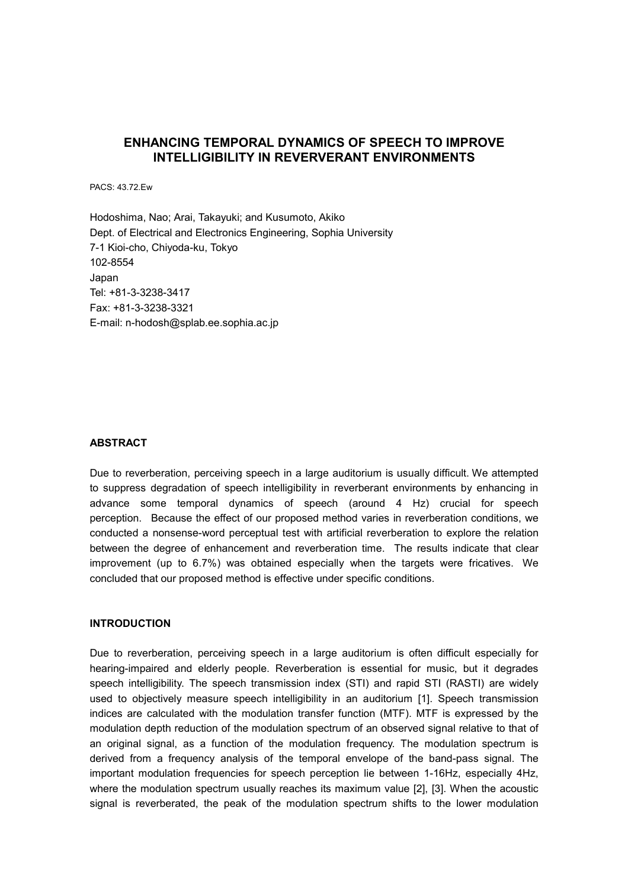# ENHANCING TEMPORAL DYNAMICS OF SPEECH TO IMPROVE INTELLIGIBILITY IN REVERVERANT ENVIRONMENTS

PACS: 43.72.Ew

Hodoshima, Nao; Arai, Takayuki; and Kusumoto, Akiko
Dept. of Electrical and Electronics Engineering, Sophia University
7-1 Kioi-cho, Chiyoda-ku, Tokyo
102-8554
Japan
Tel: +81-3-3238-3417
Fax: +81-3-3238-3321
E-mail: n-hodosh@splab.ee.sophia.ac.jp

## ABSTRACT

Due to reverberation, perceiving speech in a large auditorium is usually difficult. We attempted to suppress degradation of speech intelligibility in reverberant environments by enhancing in advance some temporal dynamics of speech (around 4 Hz) crucial for speech perception. Because the effect of our proposed method varies in reverberation conditions, we conducted a nonsense-word perceptual test with artificial reverberation to explore the relation between the degree of enhancement and reverberation time. The results indicate that clear improvement (up to 6.7%) was obtained especially when the targets were fricatives. We concluded that our proposed method is effective under specific conditions.

## INTRODUCTION

Due to reverberation, perceiving speech in a large auditorium is often difficult especially for hearing-impaired and elderly people. Reverberation is essential for music, but it degrades speech intelligibility. The speech transmission index (STI) and rapid STI (RASTI) are widely used to objectively measure speech intelligibility in an auditorium [1]. Speech transmission indices are calculated with the modulation transfer function (MTF). MTF is expressed by the modulation depth reduction of the modulation spectrum of an observed signal relative to that of an original signal, as a function of the modulation frequency. The modulation spectrum is derived from a frequency analysis of the temporal envelope of the band-pass signal. The important modulation frequencies for speech perception lie between 1-16Hz, especially 4Hz, where the modulation spectrum usually reaches its maximum value [2], [3]. When the acoustic signal is reverberated, the peak of the modulation spectrum shifts to the lower modulation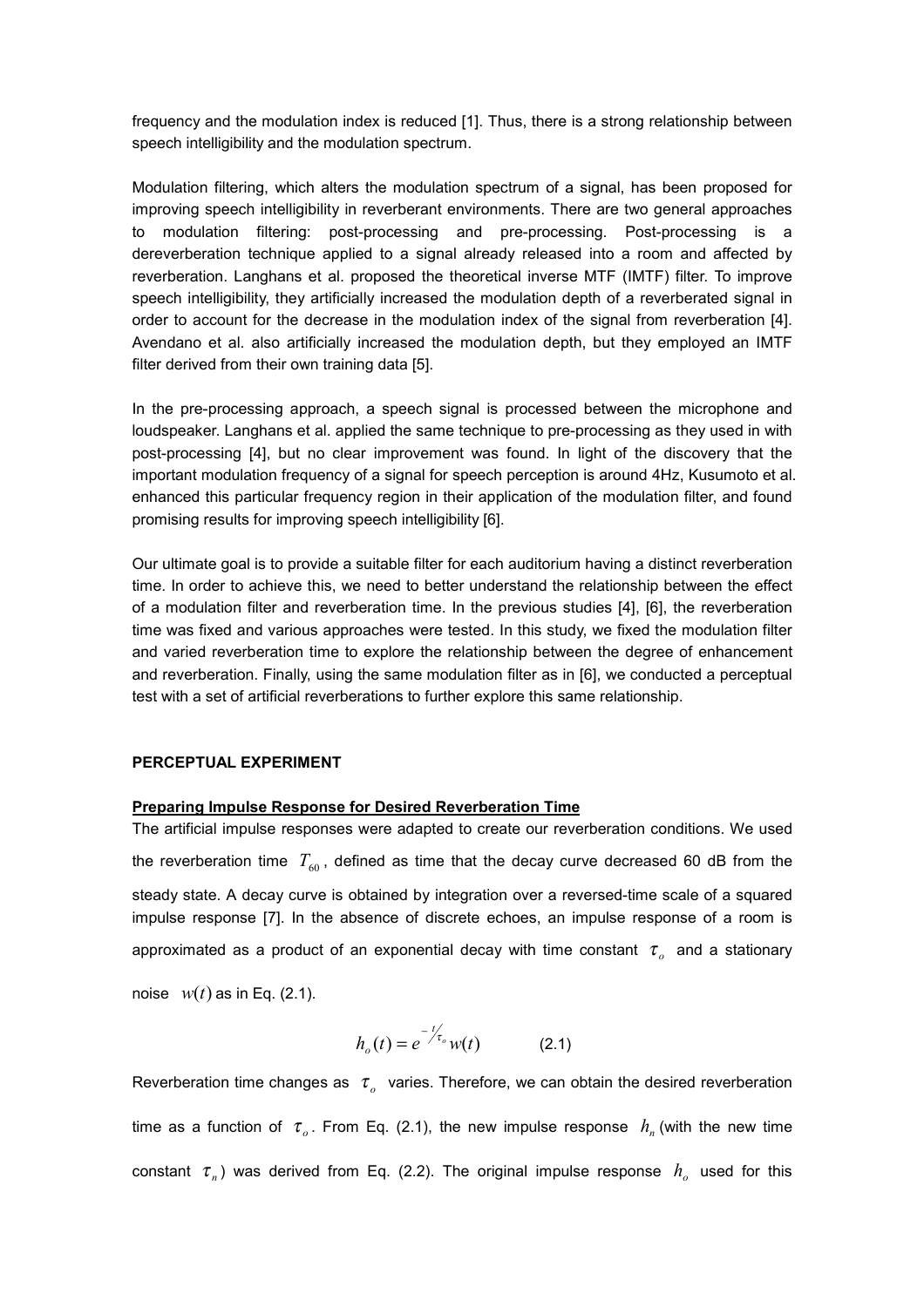frequency and the modulation index is reduced [1]. Thus, there is a strong relationship between speech intelligibility and the modulation spectrum.

Modulation filtering, which alters the modulation spectrum of a signal, has been proposed for improving speech intelligibility in reverberant environments. There are two general approaches to modulation filtering: post-processing and pre-processing. Post-processing is a dereverberation technique applied to a signal already released into a room and affected by reverberation. Langhans et al. proposed the theoretical inverse MTF (IMTF) filter. To improve speech intelligibility, they artificially increased the modulation depth of a reverberated signal in order to account for the decrease in the modulation index of the signal from reverberation [4]. Avendano et al. also artificially increased the modulation depth, but they employed an IMTF filter derived from their own training data [5].

In the pre-processing approach, a speech signal is processed between the microphone and loudspeaker. Langhans et al. applied the same technique to pre-processing as they used in with post-processing [4], but no clear improvement was found. In light of the discovery that the important modulation frequency of a signal for speech perception is around 4Hz, Kusumoto et al. enhanced this particular frequency region in their application of the modulation filter, and found promising results for improving speech intelligibility [6].

Our ultimate goal is to provide a suitable filter for each auditorium having a distinct reverberation time. In order to achieve this, we need to better understand the relationship between the effect of a modulation filter and reverberation time. In the previous studies [4], [6], the reverberation time was fixed and various approaches were tested. In this study, we fixed the modulation filter and varied reverberation time to explore the relationship between the degree of enhancement and reverberation. Finally, using the same modulation filter as in [6], we conducted a perceptual test with a set of artificial reverberations to further explore this same relationship.

## PERCEPTUAL EXPERIMENT

### Preparing Impulse Response for Desired Reverberation Time

The artificial impulse responses were adapted to create our reverberation conditions. We used the reverberation time $T_{60}$, defined as time that the decay curve decreased 60 dB from the steady state. A decay curve is obtained by integration over a reversed-time scale of a squared impulse response [7]. In the absence of discrete echoes, an impulse response of a room is approximated as a product of an exponential decay with time constant $\tau_o$ and a stationary noise $w(t)$ as in Eq. (2.1).

$$h_o(t) = e^{-t/\tau_o} w(t) \qquad (2.1)$$

Reverberation time changes as $\tau_o$ varies. Therefore, we can obtain the desired reverberation time as a function of $\tau_o$. From Eq. (2.1), the new impulse response $h_n$ (with the new time constant $\tau_n$) was derived from Eq. (2.2). The original impulse response $h_o$ used for this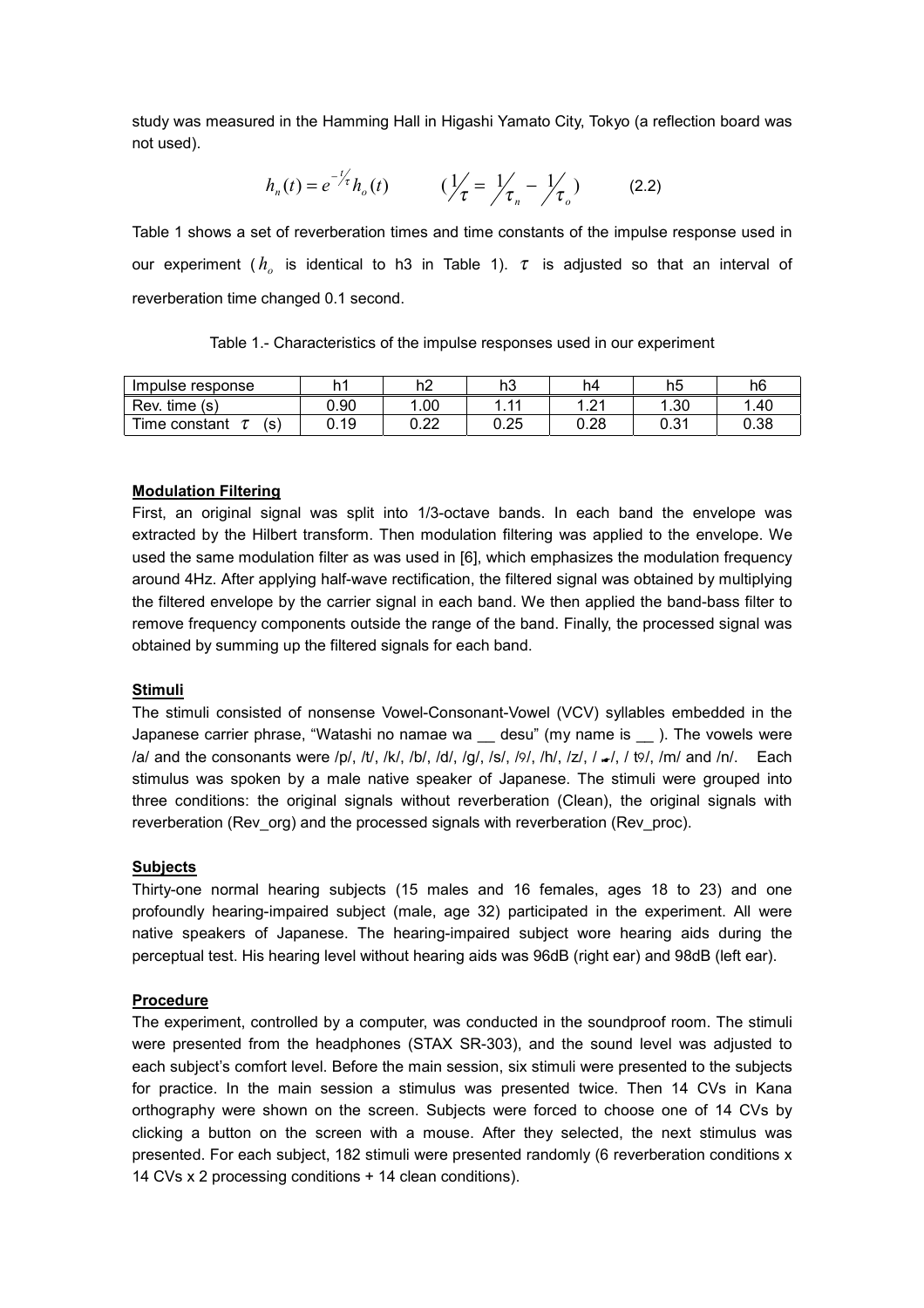study was measured in the Hamming Hall in Higashi Yamato City, Tokyo (a reflection board was not used).

$$h_n(t) = e^{-t/\tau} h_o(t) \qquad (1/\tau = 1/\tau_n - 1/\tau_o) \qquad (2.2)$$

Table 1 shows a set of reverberation times and time constants of the impulse response used in our experiment ($h_o$ is identical to h3 in Table 1). $\tau$ is adjusted so that an interval of reverberation time changed 0.1 second.

Table 1.- Characteristics of the impulse responses used in our experiment

| Impulse response | h1 | h2 | h3 | h4 | h5 | h6 |
|---|---|---|---|---|---|---|
| Rev. time (s) | 0.90 | 1.00 | 1.11 | 1.21 | 1.30 | 1.40 |
| Time constant $\tau$ (s) | 0.19 | 0.22 | 0.25 | 0.28 | 0.31 | 0.38 |

**Modulation Filtering**

First, an original signal was split into 1/3-octave bands. In each band the envelope was extracted by the Hilbert transform. Then modulation filtering was applied to the envelope. We used the same modulation filter as was used in [6], which emphasizes the modulation frequency around 4Hz. After applying half-wave rectification, the filtered signal was obtained by multiplying the filtered envelope by the carrier signal in each band. We then applied the band-bass filter to remove frequency components outside the range of the band. Finally, the processed signal was obtained by summing up the filtered signals for each band.

**Stimuli**

The stimuli consisted of nonsense Vowel-Consonant-Vowel (VCV) syllables embedded in the Japanese carrier phrase, "Watashi no namae wa __ desu" (my name is __ ). The vowels were /a/ and the consonants were /p/, /t/, /k/, /b/, /d/, /g/, /s/, /ɕ/, /h/, /z/, /ɾ/, /tɕ/, /m/ and /n/. Each stimulus was spoken by a male native speaker of Japanese. The stimuli were grouped into three conditions: the original signals without reverberation (Clean), the original signals with reverberation (Rev_org) and the processed signals with reverberation (Rev_proc).

**Subjects**

Thirty-one normal hearing subjects (15 males and 16 females, ages 18 to 23) and one profoundly hearing-impaired subject (male, age 32) participated in the experiment. All were native speakers of Japanese. The hearing-impaired subject wore hearing aids during the perceptual test. His hearing level without hearing aids was 96dB (right ear) and 98dB (left ear).

**Procedure**

The experiment, controlled by a computer, was conducted in the soundproof room. The stimuli were presented from the headphones (STAX SR-303), and the sound level was adjusted to each subject's comfort level. Before the main session, six stimuli were presented to the subjects for practice. In the main session a stimulus was presented twice. Then 14 CVs in Kana orthography were shown on the screen. Subjects were forced to choose one of 14 CVs by clicking a button on the screen with a mouse. After they selected, the next stimulus was presented. For each subject, 182 stimuli were presented randomly (6 reverberation conditions x 14 CVs x 2 processing conditions + 14 clean conditions).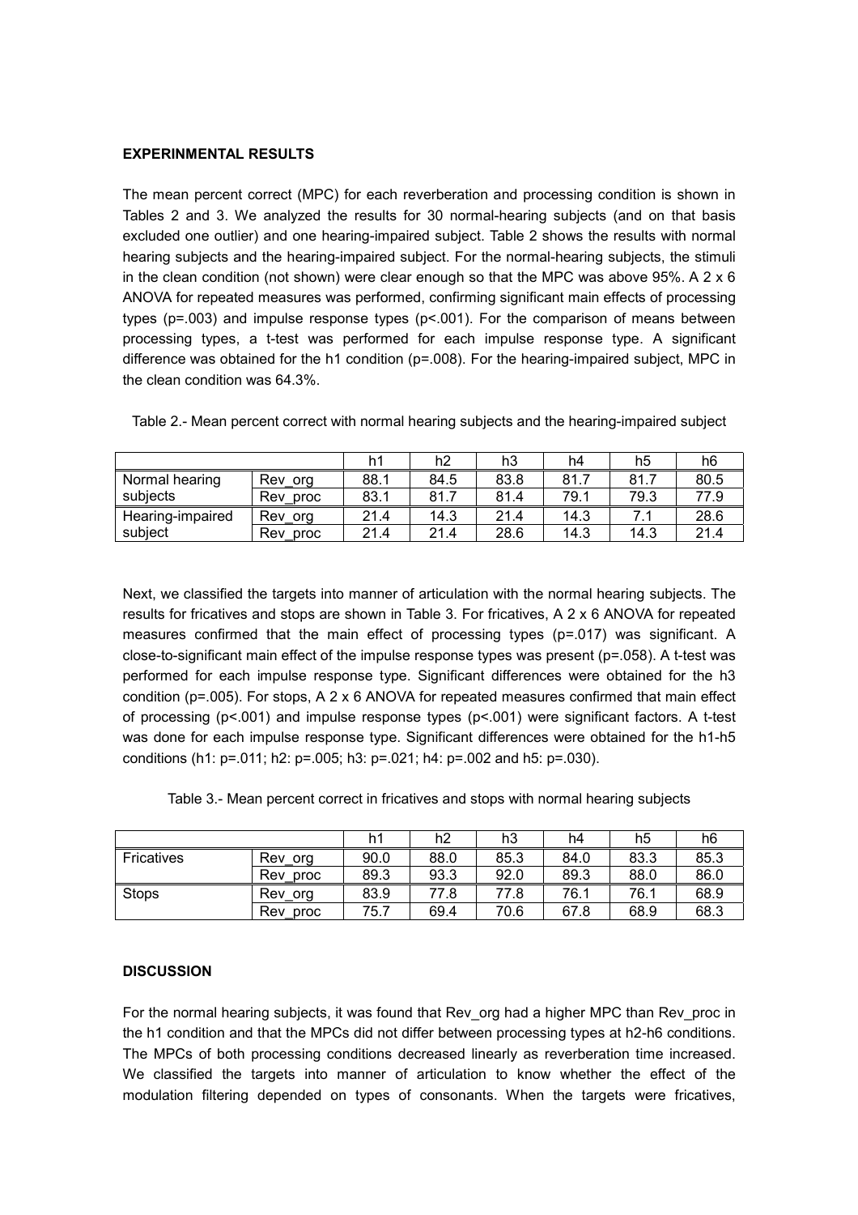**EXPERINMENTAL RESULTS**

The mean percent correct (MPC) for each reverberation and processing condition is shown in Tables 2 and 3. We analyzed the results for 30 normal-hearing subjects (and on that basis excluded one outlier) and one hearing-impaired subject. Table 2 shows the results with normal hearing subjects and the hearing-impaired subject. For the normal-hearing subjects, the stimuli in the clean condition (not shown) were clear enough so that the MPC was above 95%. A 2 x 6 ANOVA for repeated measures was performed, confirming significant main effects of processing types ($p=.003$) and impulse response types ($p<.001$). For the comparison of means between processing types, a t-test was performed for each impulse response type. A significant difference was obtained for the h1 condition ($p=.008$). For the hearing-impaired subject, MPC in the clean condition was 64.3%.

Table 2.- Mean percent correct with normal hearing subjects and the hearing-impaired subject

| | | h1 | h2 | h3 | h4 | h5 | h6 |
|---|---|---|---|---|---|---|---|
| Normal hearing subjects | Rev_org | 88.1 | 84.5 | 83.8 | 81.7 | 81.7 | 80.5 |
| | Rev_proc | 83.1 | 81.7 | 81.4 | 79.1 | 79.3 | 77.9 |
| Hearing-impaired subject | Rev_org | 21.4 | 14.3 | 21.4 | 14.3 | 7.1 | 28.6 |
| | Rev_proc | 21.4 | 21.4 | 28.6 | 14.3 | 14.3 | 21.4 |

Next, we classified the targets into manner of articulation with the normal hearing subjects. The results for fricatives and stops are shown in Table 3. For fricatives, A 2 x 6 ANOVA for repeated measures confirmed that the main effect of processing types ($p=.017$) was significant. A close-to-significant main effect of the impulse response types was present ($p=.058$). A t-test was performed for each impulse response type. Significant differences were obtained for the h3 condition ($p=.005$). For stops, A 2 x 6 ANOVA for repeated measures confirmed that main effect of processing ($p<.001$) and impulse response types ($p<.001$) were significant factors. A t-test was done for each impulse response type. Significant differences were obtained for the h1-h5 conditions (h1: $p=.011$; h2: $p=.005$; h3: $p=.021$; h4: $p=.002$ and h5: $p=.030$).

Table 3.- Mean percent correct in fricatives and stops with normal hearing subjects

| | | h1 | h2 | h3 | h4 | h5 | h6 |
|---|---|---|---|---|---|---|---|
| Fricatives | Rev_org | 90.0 | 88.0 | 85.3 | 84.0 | 83.3 | 85.3 |
| | Rev_proc | 89.3 | 93.3 | 92.0 | 89.3 | 88.0 | 86.0 |
| Stops | Rev_org | 83.9 | 77.8 | 77.8 | 76.1 | 76.1 | 68.9 |
| | Rev_proc | 75.7 | 69.4 | 70.6 | 67.8 | 68.9 | 68.3 |

**DISCUSSION**

For the normal hearing subjects, it was found that Rev_org had a higher MPC than Rev_proc in the h1 condition and that the MPCs did not differ between processing types at h2-h6 conditions. The MPCs of both processing conditions decreased linearly as reverberation time increased. We classified the targets into manner of articulation to know whether the effect of the modulation filtering depended on types of consonants. When the targets were fricatives,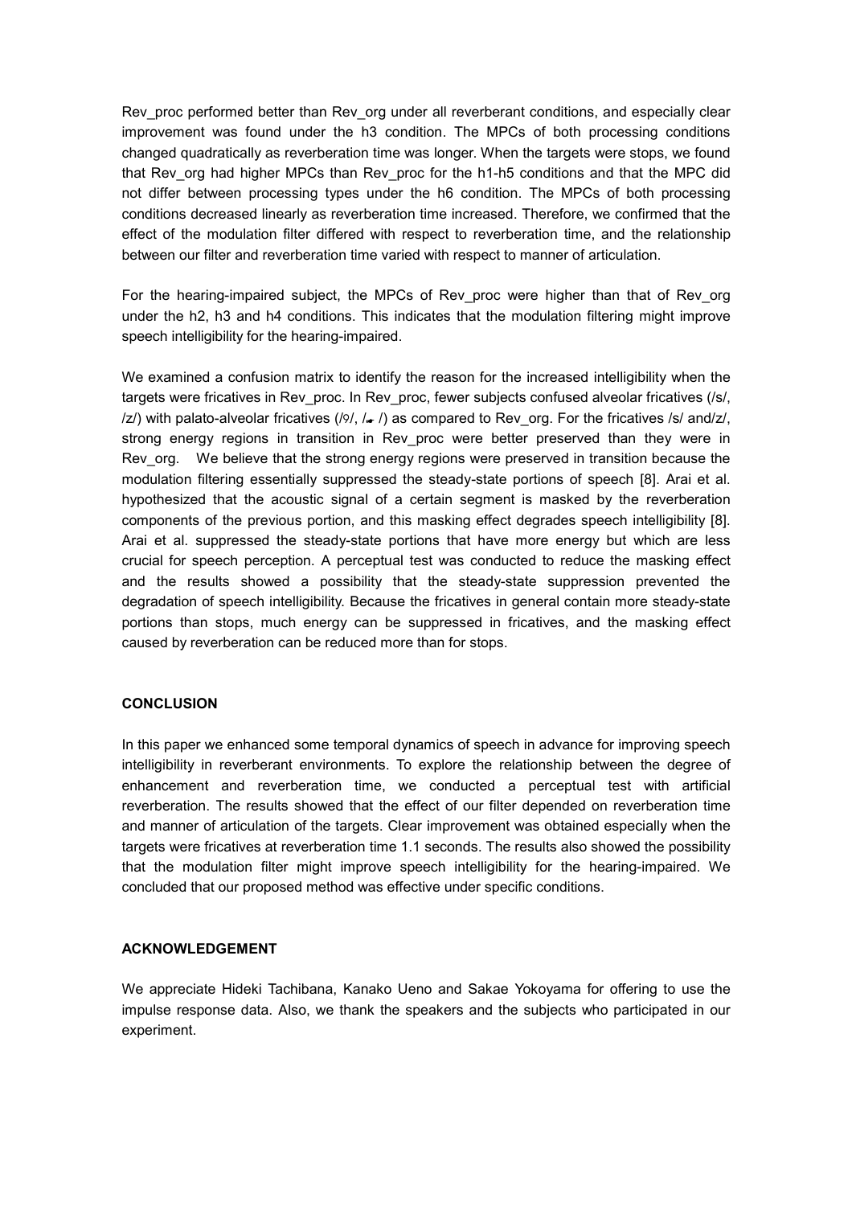Rev_proc performed better than Rev_org under all reverberant conditions, and especially clear improvement was found under the h3 condition. The MPCs of both processing conditions changed quadratically as reverberation time was longer. When the targets were stops, we found that Rev_org had higher MPCs than Rev_proc for the h1-h5 conditions and that the MPC did not differ between processing types under the h6 condition. The MPCs of both processing conditions decreased linearly as reverberation time increased. Therefore, we confirmed that the effect of the modulation filter differed with respect to reverberation time, and the relationship between our filter and reverberation time varied with respect to manner of articulation.

For the hearing-impaired subject, the MPCs of Rev_proc were higher than that of Rev_org under the h2, h3 and h4 conditions. This indicates that the modulation filtering might improve speech intelligibility for the hearing-impaired.

We examined a confusion matrix to identify the reason for the increased intelligibility when the targets were fricatives in Rev_proc. In Rev_proc, fewer subjects confused alveolar fricatives (/s/, /z/) with palato-alveolar fricatives (/ʃ/, /ʒ/) as compared to Rev_org. For the fricatives /s/ and/z/, strong energy regions in transition in Rev_proc were better preserved than they were in Rev_org. We believe that the strong energy regions were preserved in transition because the modulation filtering essentially suppressed the steady-state portions of speech [8]. Arai et al. hypothesized that the acoustic signal of a certain segment is masked by the reverberation components of the previous portion, and this masking effect degrades speech intelligibility [8]. Arai et al. suppressed the steady-state portions that have more energy but which are less crucial for speech perception. A perceptual test was conducted to reduce the masking effect and the results showed a possibility that the steady-state suppression prevented the degradation of speech intelligibility. Because the fricatives in general contain more steady-state portions than stops, much energy can be suppressed in fricatives, and the masking effect caused by reverberation can be reduced more than for stops.

## CONCLUSION

In this paper we enhanced some temporal dynamics of speech in advance for improving speech intelligibility in reverberant environments. To explore the relationship between the degree of enhancement and reverberation time, we conducted a perceptual test with artificial reverberation. The results showed that the effect of our filter depended on reverberation time and manner of articulation of the targets. Clear improvement was obtained especially when the targets were fricatives at reverberation time 1.1 seconds. The results also showed the possibility that the modulation filter might improve speech intelligibility for the hearing-impaired. We concluded that our proposed method was effective under specific conditions.

## ACKNOWLEDGEMENT

We appreciate Hideki Tachibana, Kanako Ueno and Sakae Yokoyama for offering to use the impulse response data. Also, we thank the speakers and the subjects who participated in our experiment.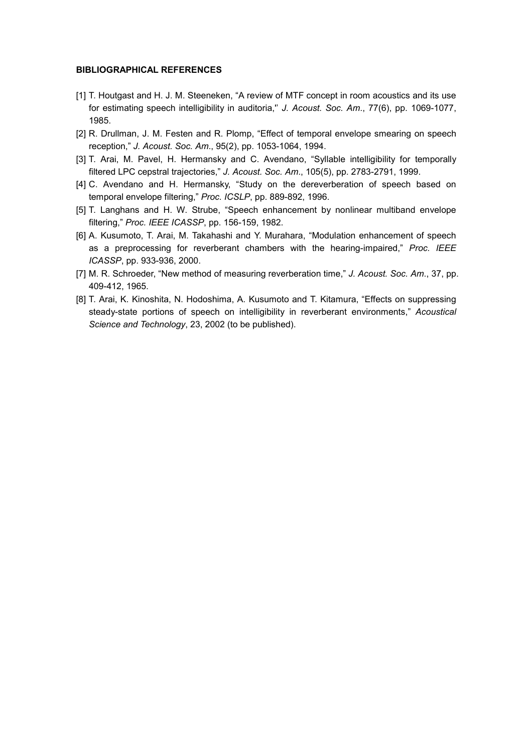**BIBLIOGRAPHICAL REFERENCES**

[1] T. Houtgast and H. J. M. Steeneken, "A review of MTF concept in room acoustics and its use for estimating speech intelligibility in auditoria," *J. Acoust. Soc. Am.*, 77(6), pp. 1069-1077, 1985.

[2] R. Drullman, J. M. Festen and R. Plomp, "Effect of temporal envelope smearing on speech reception," *J. Acoust. Soc. Am.*, 95(2), pp. 1053-1064, 1994.

[3] T. Arai, M. Pavel, H. Hermansky and C. Avendano, "Syllable intelligibility for temporally filtered LPC cepstral trajectories," *J. Acoust. Soc. Am.*, 105(5), pp. 2783-2791, 1999.

[4] C. Avendano and H. Hermansky, "Study on the dereverberation of speech based on temporal envelope filtering," *Proc. ICSLP*, pp. 889-892, 1996.

[5] T. Langhans and H. W. Strube, "Speech enhancement by nonlinear multiband envelope filtering," *Proc. IEEE ICASSP*, pp. 156-159, 1982.

[6] A. Kusumoto, T. Arai, M. Takahashi and Y. Murahara, "Modulation enhancement of speech as a preprocessing for reverberant chambers with the hearing-impaired," *Proc. IEEE ICASSP*, pp. 933-936, 2000.

[7] M. R. Schroeder, "New method of measuring reverberation time," *J. Acoust. Soc. Am.*, 37, pp. 409-412, 1965.

[8] T. Arai, K. Kinoshita, N. Hodoshima, A. Kusumoto and T. Kitamura, "Effects on suppressing steady-state portions of speech on intelligibility in reverberant environments," *Acoustical Science and Technology*, 23, 2002 (to be published).